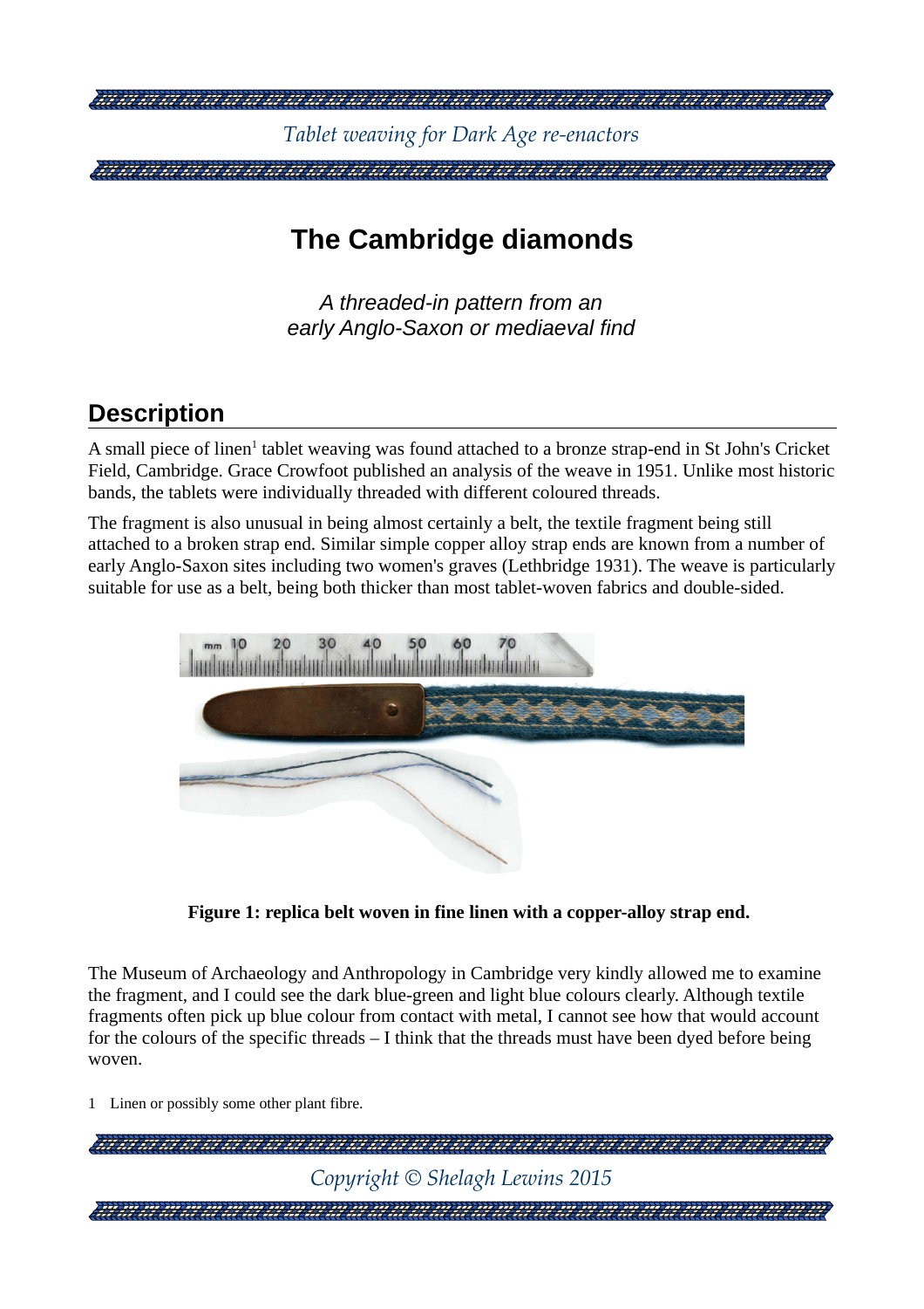# The Cambridge diamonds

*A threaded-in pattern from an early Anglo-Saxon or mediaeval find*

## Description

A small piece of linen[1] tablet weaving was found attached to a bronze strap-end in St John's Cricket Field, Cambridge. Grace Crowfoot published an analysis of the weave in 1951. Unlike most historic bands, the tablets were individually threaded with different coloured threads.

The fragment is also unusual in being almost certainly a belt, the textile fragment being still attached to a broken strap end. Similar simple copper alloy strap ends are known from a number of early Anglo-Saxon sites including two women's graves (Lethbridge 1931). The weave is particularly suitable for use as a belt, being both thicker than most tablet-woven fabrics and double-sided.

**Figure 1: replica belt woven in fine linen with a copper-alloy strap end.**

The Museum of Archaeology and Anthropology in Cambridge very kindly allowed me to examine the fragment, and I could see the dark blue-green and light blue colours clearly. Although textile fragments often pick up blue colour from contact with metal, I cannot see how that would account for the colours of the specific threads – I think that the threads must have been dyed before being woven.

1 Linen or possibly some other plant fibre.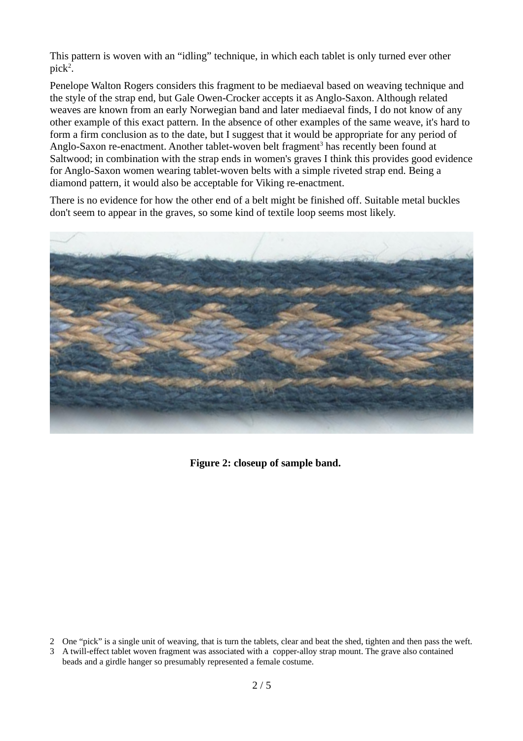This pattern is woven with an “idling” technique, in which each tablet is only turned ever other pick[2].

Penelope Walton Rogers considers this fragment to be mediaeval based on weaving technique and the style of the strap end, but Gale Owen-Crocker accepts it as Anglo-Saxon. Although related weaves are known from an early Norwegian band and later mediaeval finds, I do not know of any other example of this exact pattern. In the absence of other examples of the same weave, it's hard to form a firm conclusion as to the date, but I suggest that it would be appropriate for any period of Anglo-Saxon re-enactment. Another tablet-woven belt fragment[3] has recently been found at Saltwood; in combination with the strap ends in women's graves I think this provides good evidence for Anglo-Saxon women wearing tablet-woven belts with a simple riveted strap end. Being a diamond pattern, it would also be acceptable for Viking re-enactment.

There is no evidence for how the other end of a belt might be finished off. Suitable metal buckles don't seem to appear in the graves, so some kind of textile loop seems most likely.

**Figure 2: closeup of sample band.**

2 One “pick” is a single unit of weaving, that is turn the tablets, clear and beat the shed, tighten and then pass the weft.

3 A twill-effect tablet woven fragment was associated with a copper-alloy strap mount. The grave also contained beads and a girdle hanger so presumably represented a female costume.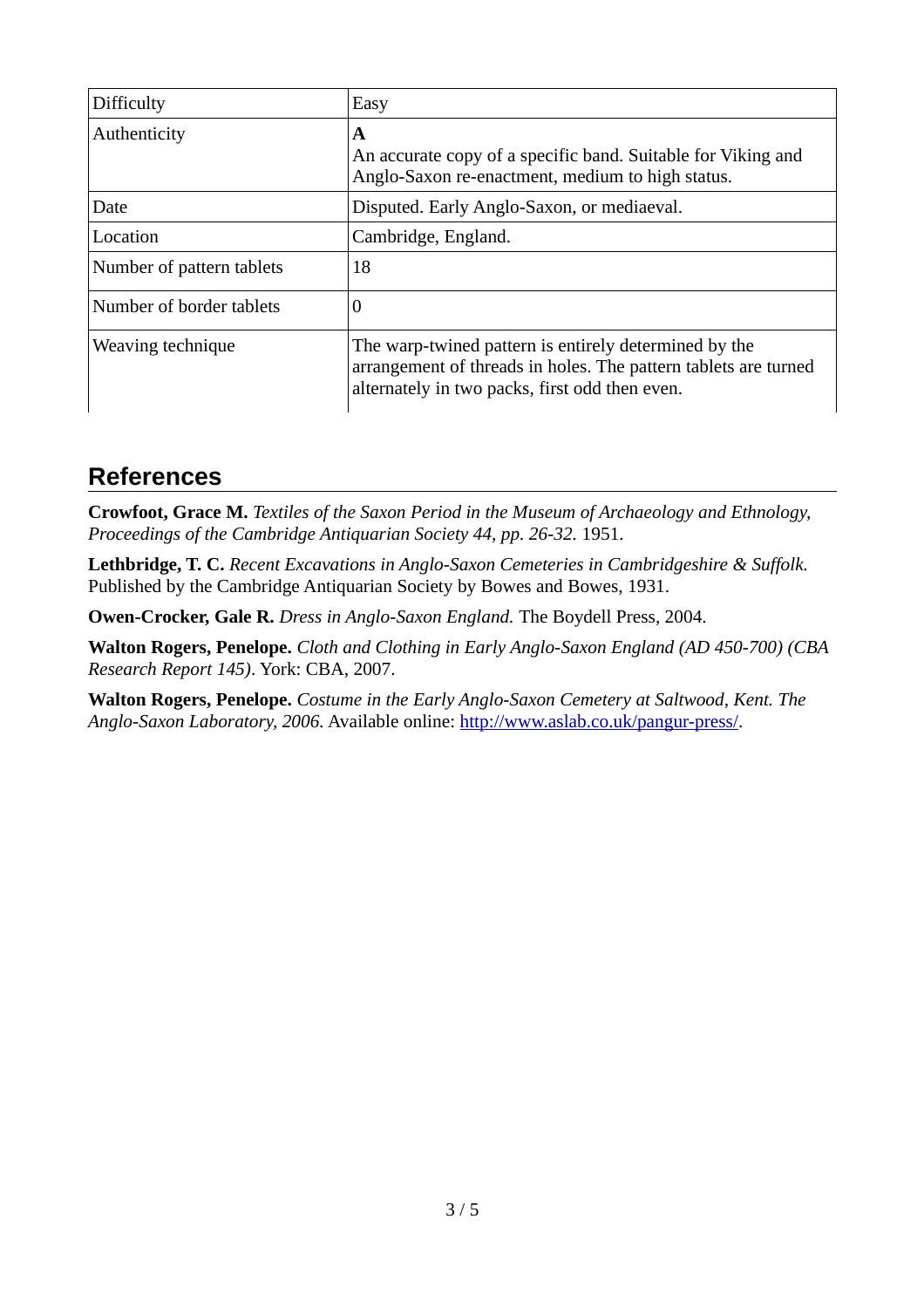| Difficulty | Easy |
| --- | --- |
| Authenticity | **A**<br>An accurate copy of a specific band. Suitable for Viking and Anglo-Saxon re-enactment, medium to high status. |
| Date | Disputed. Early Anglo-Saxon, or mediaeval. |
| Location | Cambridge, England. |
| Number of pattern tablets | 18 |
| Number of border tablets | 0 |
| Weaving technique | The warp-twined pattern is entirely determined by the arrangement of threads in holes. The pattern tablets are turned alternately in two packs, first odd then even. |

## References

**Crowfoot, Grace M.** *Textiles of the Saxon Period in the Museum of Archaeology and Ethnology, Proceedings of the Cambridge Antiquarian Society 44, pp. 26-32.* 1951.

**Lethbridge, T. C.** *Recent Excavations in Anglo-Saxon Cemeteries in Cambridgeshire & Suffolk.* Published by the Cambridge Antiquarian Society by Bowes and Bowes, 1931.

**Owen-Crocker, Gale R.** *Dress in Anglo-Saxon England.* The Boydell Press, 2004.

**Walton Rogers, Penelope.** *Cloth and Clothing in Early Anglo-Saxon England (AD 450-700) (CBA Research Report 145)*. York: CBA, 2007.

**Walton Rogers, Penelope.** *Costume in the Early Anglo-Saxon Cemetery at Saltwood, Kent. The Anglo-Saxon Laboratory, 2006.* Available online: http://www.aslab.co.uk/pangur-press/.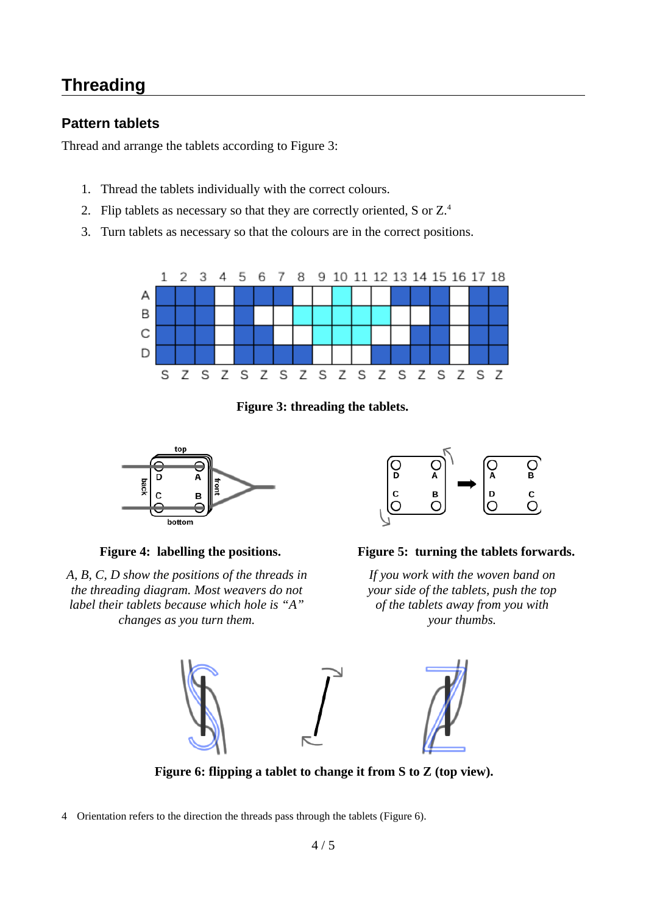## Threading

### Pattern tablets

Thread and arrange the tablets according to Figure 3:

1. Thread the tablets individually with the correct colours.
2. Flip tablets as necessary so that they are correctly oriented, S or Z.[4]
3. Turn tablets as necessary so that the colours are in the correct positions.

**Figure 3: threading the tablets.**

**Figure 4: labelling the positions.**

*A, B, C, D show the positions of the threads in the threading diagram. Most weavers do not label their tablets because which hole is "A" changes as you turn them.*

**Figure 5: turning the tablets forwards.**

*If you work with the woven band on your side of the tablets, push the top of the tablets away from you with your thumbs.*

**Figure 6: flipping a tablet to change it from S to Z (top view).**

4 Orientation refers to the direction the threads pass through the tablets (Figure 6).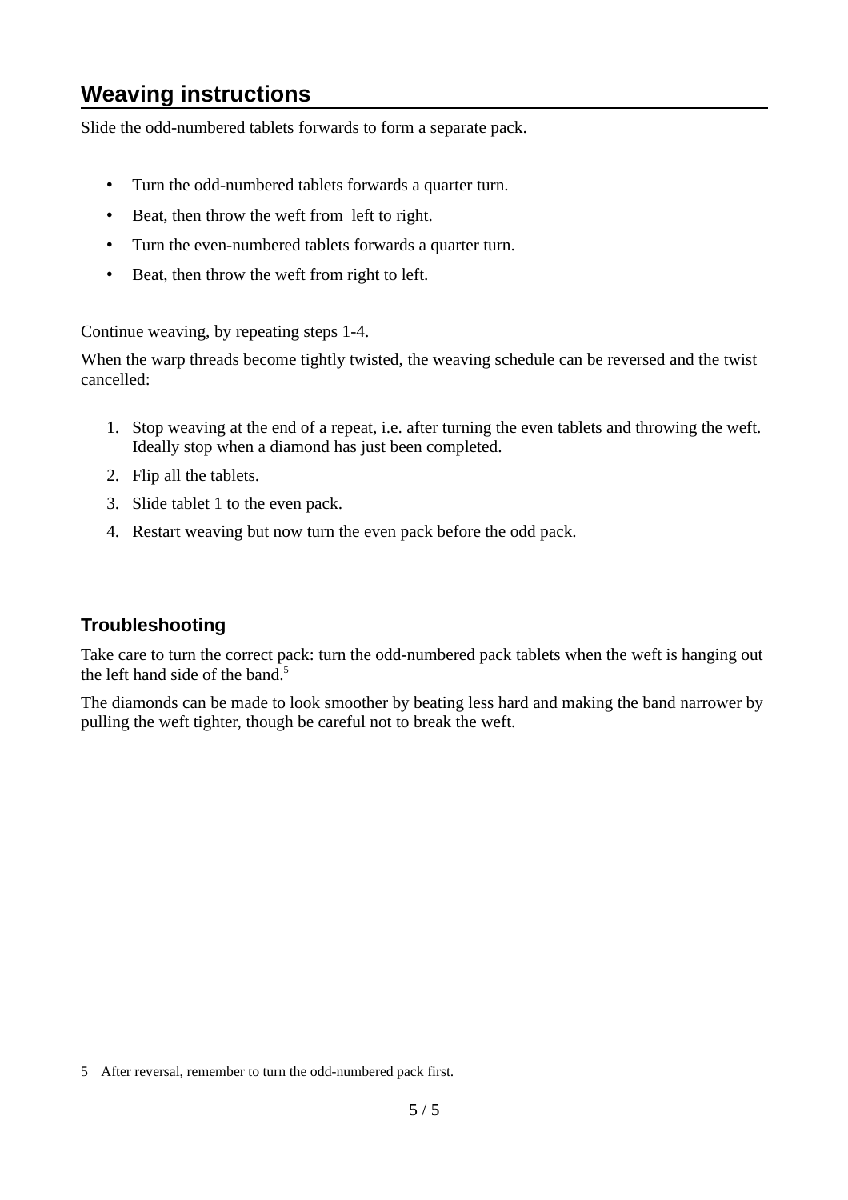## Weaving instructions

Slide the odd-numbered tablets forwards to form a separate pack.

- Turn the odd-numbered tablets forwards a quarter turn.
- Beat, then throw the weft from left to right.
- Turn the even-numbered tablets forwards a quarter turn.
- Beat, then throw the weft from right to left.

Continue weaving, by repeating steps 1-4.

When the warp threads become tightly twisted, the weaving schedule can be reversed and the twist cancelled:

1. Stop weaving at the end of a repeat, i.e. after turning the even tablets and throwing the weft. Ideally stop when a diamond has just been completed.
2. Flip all the tablets.
3. Slide tablet 1 to the even pack.
4. Restart weaving but now turn the even pack before the odd pack.

### Troubleshooting

Take care to turn the correct pack: turn the odd-numbered pack tablets when the weft is hanging out the left hand side of the band.[5]

The diamonds can be made to look smoother by beating less hard and making the band narrower by pulling the weft tighter, though be careful not to break the weft.

5 After reversal, remember to turn the odd-numbered pack first.